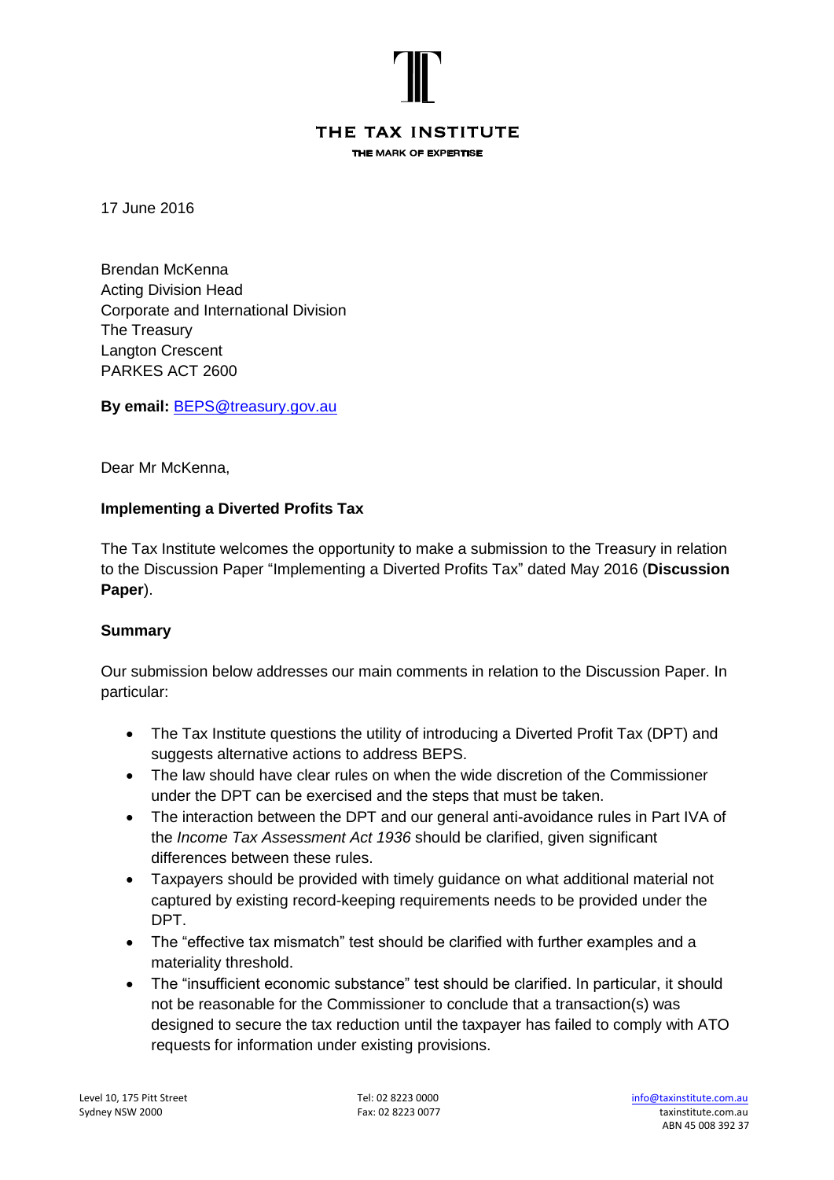THE TAX INSTITUTE

THE MARK OF EXPERTISE

17 June 2016

Brendan McKenna
Acting Division Head
Corporate and International Division
The Treasury
Langton Crescent
PARKES ACT 2600

**By email:** BEPS@treasury.gov.au

Dear Mr McKenna,

**Implementing a Diverted Profits Tax**

The Tax Institute welcomes the opportunity to make a submission to the Treasury in relation to the Discussion Paper "Implementing a Diverted Profits Tax" dated May 2016 (**Discussion Paper**).

**Summary**

Our submission below addresses our main comments in relation to the Discussion Paper. In particular:

- The Tax Institute questions the utility of introducing a Diverted Profit Tax (DPT) and suggests alternative actions to address BEPS.
- The law should have clear rules on when the wide discretion of the Commissioner under the DPT can be exercised and the steps that must be taken.
- The interaction between the DPT and our general anti-avoidance rules in Part IVA of the *Income Tax Assessment Act 1936* should be clarified, given significant differences between these rules.
- Taxpayers should be provided with timely guidance on what additional material not captured by existing record-keeping requirements needs to be provided under the DPT.
- The "effective tax mismatch" test should be clarified with further examples and a materiality threshold.
- The "insufficient economic substance" test should be clarified. In particular, it should not be reasonable for the Commissioner to conclude that a transaction(s) was designed to secure the tax reduction until the taxpayer has failed to comply with ATO requests for information under existing provisions.

Level 10, 175 Pitt Street
Sydney NSW 2000

Tel: 02 8223 0000
Fax: 02 8223 0077

info@taxinstitute.com.au
taxinstitute.com.au
ABN 45 008 392 37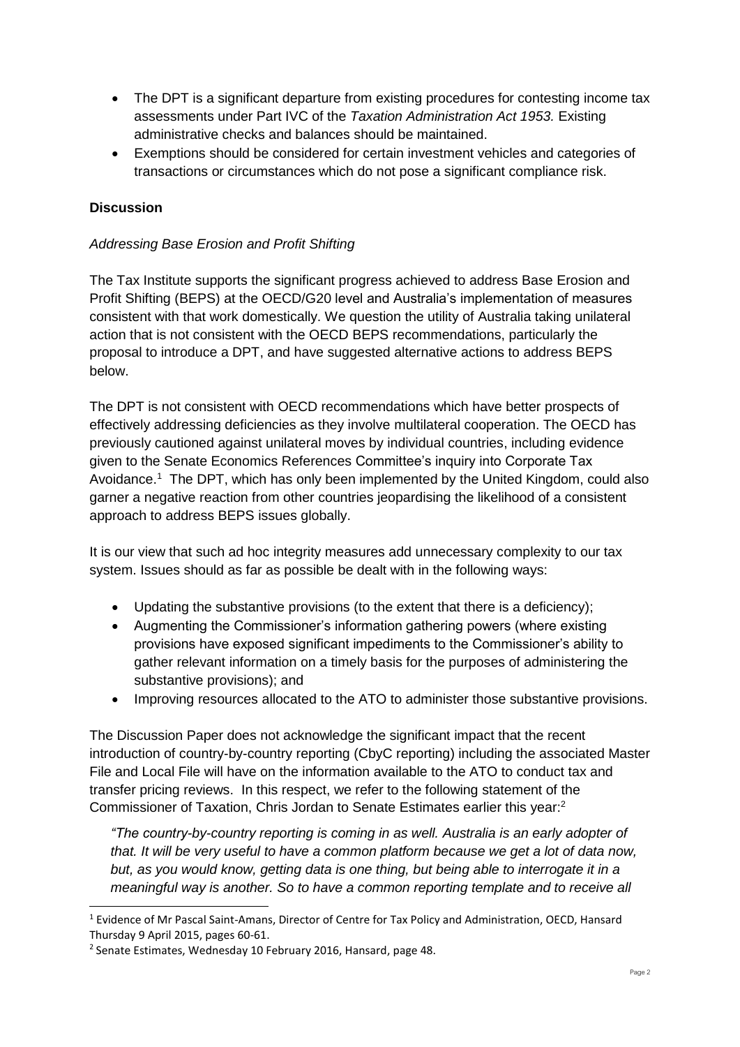- The DPT is a significant departure from existing procedures for contesting income tax assessments under Part IVC of the *Taxation Administration Act 1953.* Existing administrative checks and balances should be maintained.
- Exemptions should be considered for certain investment vehicles and categories of transactions or circumstances which do not pose a significant compliance risk.

**Discussion**

*Addressing Base Erosion and Profit Shifting*

The Tax Institute supports the significant progress achieved to address Base Erosion and Profit Shifting (BEPS) at the OECD/G20 level and Australia's implementation of measures consistent with that work domestically. We question the utility of Australia taking unilateral action that is not consistent with the OECD BEPS recommendations, particularly the proposal to introduce a DPT, and have suggested alternative actions to address BEPS below.

The DPT is not consistent with OECD recommendations which have better prospects of effectively addressing deficiencies as they involve multilateral cooperation. The OECD has previously cautioned against unilateral moves by individual countries, including evidence given to the Senate Economics References Committee's inquiry into Corporate Tax Avoidance.[1] The DPT, which has only been implemented by the United Kingdom, could also garner a negative reaction from other countries jeopardising the likelihood of a consistent approach to address BEPS issues globally.

It is our view that such ad hoc integrity measures add unnecessary complexity to our tax system. Issues should as far as possible be dealt with in the following ways:

- Updating the substantive provisions (to the extent that there is a deficiency);
- Augmenting the Commissioner's information gathering powers (where existing provisions have exposed significant impediments to the Commissioner's ability to gather relevant information on a timely basis for the purposes of administering the substantive provisions); and
- Improving resources allocated to the ATO to administer those substantive provisions.

The Discussion Paper does not acknowledge the significant impact that the recent introduction of country-by-country reporting (CbyC reporting) including the associated Master File and Local File will have on the information available to the ATO to conduct tax and transfer pricing reviews. In this respect, we refer to the following statement of the Commissioner of Taxation, Chris Jordan to Senate Estimates earlier this year:[2]

*"The country-by-country reporting is coming in as well. Australia is an early adopter of that. It will be very useful to have a common platform because we get a lot of data now, but, as you would know, getting data is one thing, but being able to interrogate it in a meaningful way is another. So to have a common reporting template and to receive all*

---

[1] Evidence of Mr Pascal Saint-Amans, Director of Centre for Tax Policy and Administration, OECD, Hansard Thursday 9 April 2015, pages 60-61.

[2] Senate Estimates, Wednesday 10 February 2016, Hansard, page 48.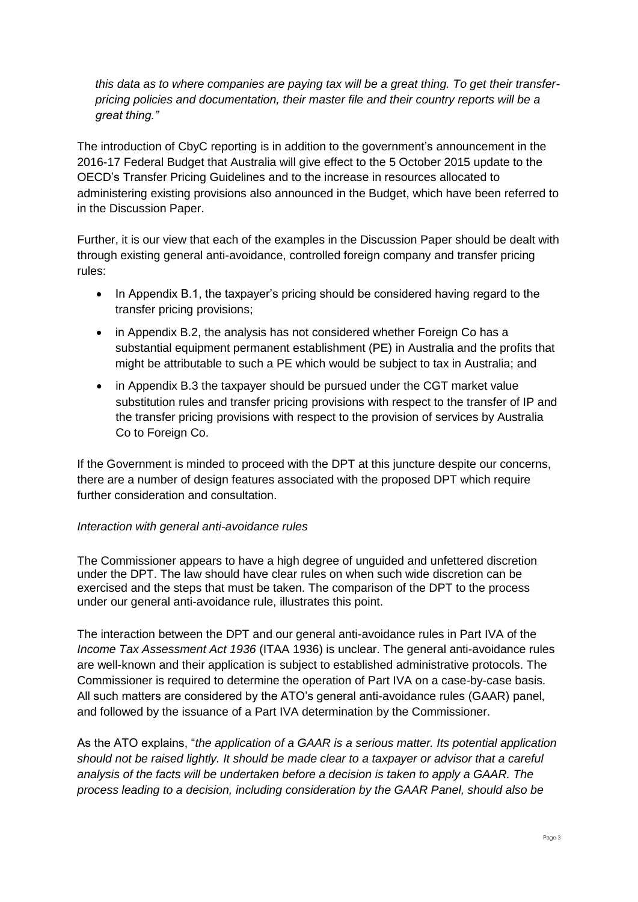*this data as to where companies are paying tax will be a great thing. To get their transfer-pricing policies and documentation, their master file and their country reports will be a great thing."*

The introduction of CbyC reporting is in addition to the government's announcement in the 2016-17 Federal Budget that Australia will give effect to the 5 October 2015 update to the OECD's Transfer Pricing Guidelines and to the increase in resources allocated to administering existing provisions also announced in the Budget, which have been referred to in the Discussion Paper.

Further, it is our view that each of the examples in the Discussion Paper should be dealt with through existing general anti-avoidance, controlled foreign company and transfer pricing rules:

- In Appendix B.1, the taxpayer's pricing should be considered having regard to the transfer pricing provisions;
- in Appendix B.2, the analysis has not considered whether Foreign Co has a substantial equipment permanent establishment (PE) in Australia and the profits that might be attributable to such a PE which would be subject to tax in Australia; and
- in Appendix B.3 the taxpayer should be pursued under the CGT market value substitution rules and transfer pricing provisions with respect to the transfer of IP and the transfer pricing provisions with respect to the provision of services by Australia Co to Foreign Co.

If the Government is minded to proceed with the DPT at this juncture despite our concerns, there are a number of design features associated with the proposed DPT which require further consideration and consultation.

*Interaction with general anti-avoidance rules*

The Commissioner appears to have a high degree of unguided and unfettered discretion under the DPT. The law should have clear rules on when such wide discretion can be exercised and the steps that must be taken. The comparison of the DPT to the process under our general anti-avoidance rule, illustrates this point.

The interaction between the DPT and our general anti-avoidance rules in Part IVA of the *Income Tax Assessment Act 1936* (ITAA 1936) is unclear. The general anti-avoidance rules are well-known and their application is subject to established administrative protocols. The Commissioner is required to determine the operation of Part IVA on a case-by-case basis. All such matters are considered by the ATO's general anti-avoidance rules (GAAR) panel, and followed by the issuance of a Part IVA determination by the Commissioner.

As the ATO explains, "*the application of a GAAR is a serious matter. Its potential application should not be raised lightly. It should be made clear to a taxpayer or advisor that a careful analysis of the facts will be undertaken before a decision is taken to apply a GAAR. The process leading to a decision, including consideration by the GAAR Panel, should also be*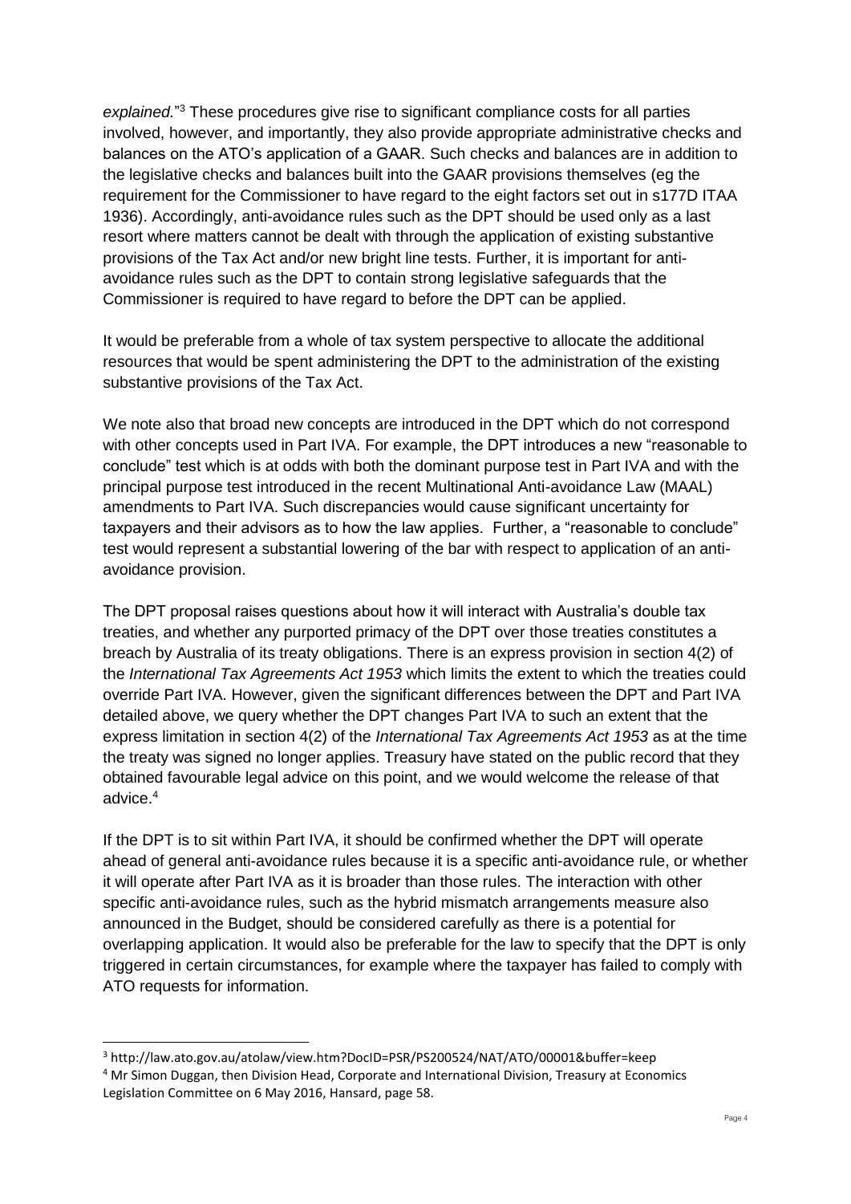*explained.*"[3] These procedures give rise to significant compliance costs for all parties involved, however, and importantly, they also provide appropriate administrative checks and balances on the ATO's application of a GAAR. Such checks and balances are in addition to the legislative checks and balances built into the GAAR provisions themselves (eg the requirement for the Commissioner to have regard to the eight factors set out in s177D ITAA 1936). Accordingly, anti-avoidance rules such as the DPT should be used only as a last resort where matters cannot be dealt with through the application of existing substantive provisions of the Tax Act and/or new bright line tests. Further, it is important for anti-avoidance rules such as the DPT to contain strong legislative safeguards that the Commissioner is required to have regard to before the DPT can be applied.

It would be preferable from a whole of tax system perspective to allocate the additional resources that would be spent administering the DPT to the administration of the existing substantive provisions of the Tax Act.

We note also that broad new concepts are introduced in the DPT which do not correspond with other concepts used in Part IVA. For example, the DPT introduces a new "reasonable to conclude" test which is at odds with both the dominant purpose test in Part IVA and with the principal purpose test introduced in the recent Multinational Anti-avoidance Law (MAAL) amendments to Part IVA. Such discrepancies would cause significant uncertainty for taxpayers and their advisors as to how the law applies. Further, a "reasonable to conclude" test would represent a substantial lowering of the bar with respect to application of an anti-avoidance provision.

The DPT proposal raises questions about how it will interact with Australia's double tax treaties, and whether any purported primacy of the DPT over those treaties constitutes a breach by Australia of its treaty obligations. There is an express provision in section 4(2) of the *International Tax Agreements Act 1953* which limits the extent to which the treaties could override Part IVA. However, given the significant differences between the DPT and Part IVA detailed above, we query whether the DPT changes Part IVA to such an extent that the express limitation in section 4(2) of the *International Tax Agreements Act 1953* as at the time the treaty was signed no longer applies. Treasury have stated on the public record that they obtained favourable legal advice on this point, and we would welcome the release of that advice.[4]

If the DPT is to sit within Part IVA, it should be confirmed whether the DPT will operate ahead of general anti-avoidance rules because it is a specific anti-avoidance rule, or whether it will operate after Part IVA as it is broader than those rules. The interaction with other specific anti-avoidance rules, such as the hybrid mismatch arrangements measure also announced in the Budget, should be considered carefully as there is a potential for overlapping application. It would also be preferable for the law to specify that the DPT is only triggered in certain circumstances, for example where the taxpayer has failed to comply with ATO requests for information.

---

[3] http://law.ato.gov.au/atolaw/view.htm?DocID=PSR/PS200524/NAT/ATO/00001&buffer=keep

[4] Mr Simon Duggan, then Division Head, Corporate and International Division, Treasury at Economics Legislation Committee on 6 May 2016, Hansard, page 58.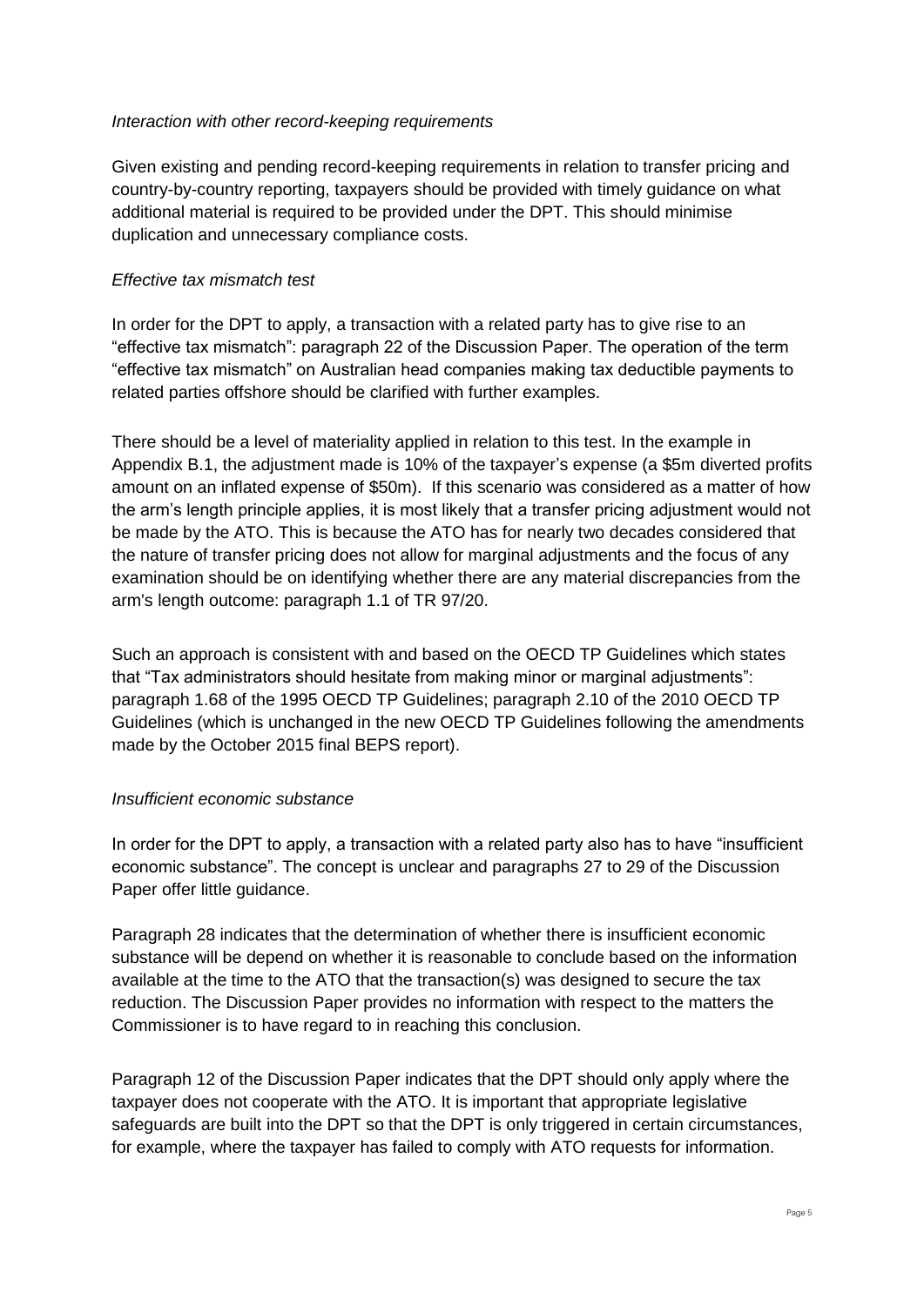*Interaction with other record-keeping requirements*

Given existing and pending record-keeping requirements in relation to transfer pricing and country-by-country reporting, taxpayers should be provided with timely guidance on what additional material is required to be provided under the DPT. This should minimise duplication and unnecessary compliance costs.

*Effective tax mismatch test*

In order for the DPT to apply, a transaction with a related party has to give rise to an "effective tax mismatch": paragraph 22 of the Discussion Paper. The operation of the term "effective tax mismatch" on Australian head companies making tax deductible payments to related parties offshore should be clarified with further examples.

There should be a level of materiality applied in relation to this test. In the example in Appendix B.1, the adjustment made is 10% of the taxpayer's expense (a $5m diverted profits amount on an inflated expense of $50m). If this scenario was considered as a matter of how the arm's length principle applies, it is most likely that a transfer pricing adjustment would not be made by the ATO. This is because the ATO has for nearly two decades considered that the nature of transfer pricing does not allow for marginal adjustments and the focus of any examination should be on identifying whether there are any material discrepancies from the arm's length outcome: paragraph 1.1 of TR 97/20.

Such an approach is consistent with and based on the OECD TP Guidelines which states that "Tax administrators should hesitate from making minor or marginal adjustments": paragraph 1.68 of the 1995 OECD TP Guidelines; paragraph 2.10 of the 2010 OECD TP Guidelines (which is unchanged in the new OECD TP Guidelines following the amendments made by the October 2015 final BEPS report).

*Insufficient economic substance*

In order for the DPT to apply, a transaction with a related party also has to have "insufficient economic substance". The concept is unclear and paragraphs 27 to 29 of the Discussion Paper offer little guidance.

Paragraph 28 indicates that the determination of whether there is insufficient economic substance will be depend on whether it is reasonable to conclude based on the information available at the time to the ATO that the transaction(s) was designed to secure the tax reduction. The Discussion Paper provides no information with respect to the matters the Commissioner is to have regard to in reaching this conclusion.

Paragraph 12 of the Discussion Paper indicates that the DPT should only apply where the taxpayer does not cooperate with the ATO. It is important that appropriate legislative safeguards are built into the DPT so that the DPT is only triggered in certain circumstances, for example, where the taxpayer has failed to comply with ATO requests for information.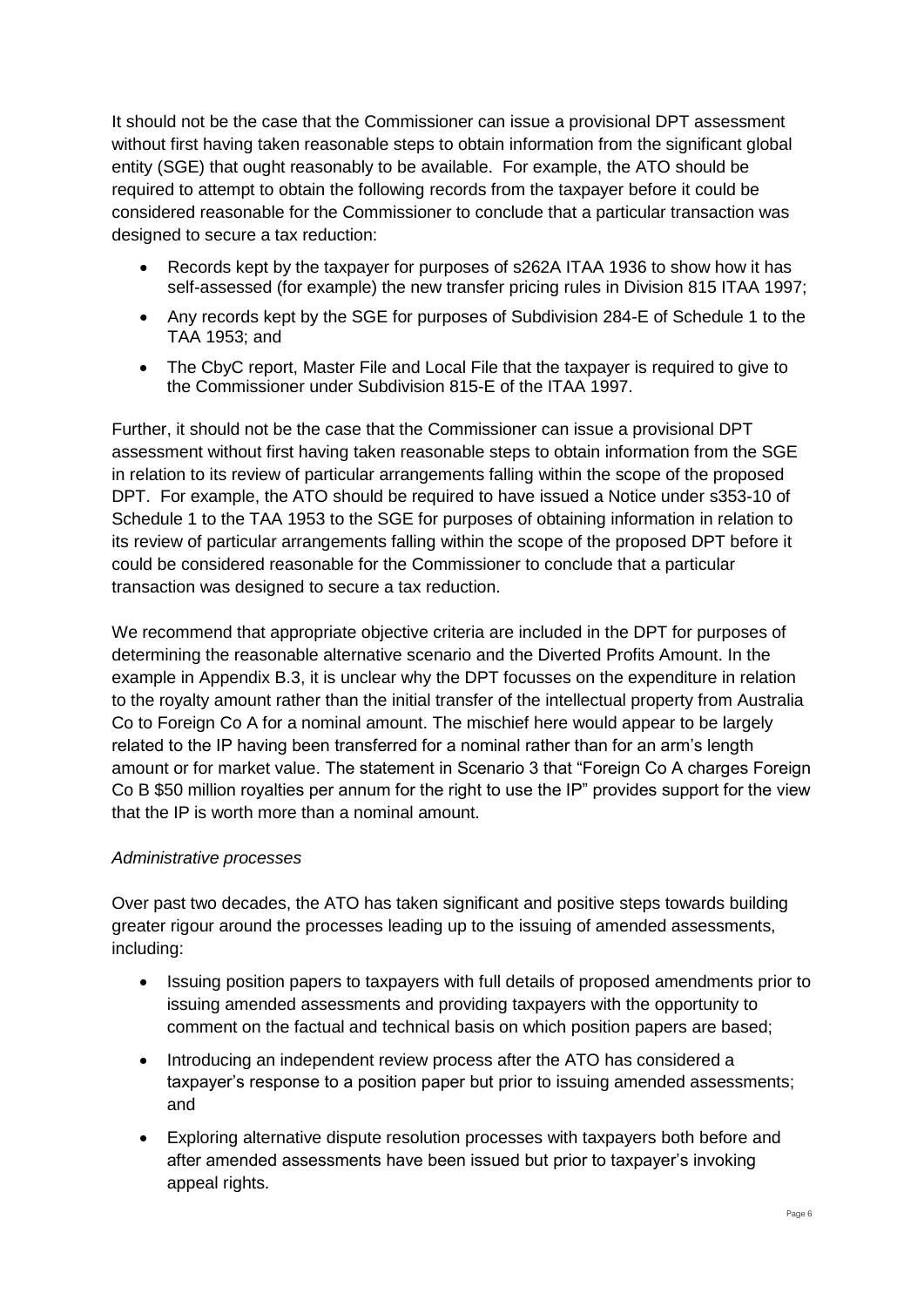It should not be the case that the Commissioner can issue a provisional DPT assessment without first having taken reasonable steps to obtain information from the significant global entity (SGE) that ought reasonably to be available. For example, the ATO should be required to attempt to obtain the following records from the taxpayer before it could be considered reasonable for the Commissioner to conclude that a particular transaction was designed to secure a tax reduction:

- Records kept by the taxpayer for purposes of s262A ITAA 1936 to show how it has self-assessed (for example) the new transfer pricing rules in Division 815 ITAA 1997;
- Any records kept by the SGE for purposes of Subdivision 284-E of Schedule 1 to the TAA 1953; and
- The CbyC report, Master File and Local File that the taxpayer is required to give to the Commissioner under Subdivision 815-E of the ITAA 1997.

Further, it should not be the case that the Commissioner can issue a provisional DPT assessment without first having taken reasonable steps to obtain information from the SGE in relation to its review of particular arrangements falling within the scope of the proposed DPT. For example, the ATO should be required to have issued a Notice under s353-10 of Schedule 1 to the TAA 1953 to the SGE for purposes of obtaining information in relation to its review of particular arrangements falling within the scope of the proposed DPT before it could be considered reasonable for the Commissioner to conclude that a particular transaction was designed to secure a tax reduction.

We recommend that appropriate objective criteria are included in the DPT for purposes of determining the reasonable alternative scenario and the Diverted Profits Amount. In the example in Appendix B.3, it is unclear why the DPT focusses on the expenditure in relation to the royalty amount rather than the initial transfer of the intellectual property from Australia Co to Foreign Co A for a nominal amount. The mischief here would appear to be largely related to the IP having been transferred for a nominal rather than for an arm's length amount or for market value. The statement in Scenario 3 that "Foreign Co A charges Foreign Co B $50 million royalties per annum for the right to use the IP" provides support for the view that the IP is worth more than a nominal amount.

*Administrative processes*

Over past two decades, the ATO has taken significant and positive steps towards building greater rigour around the processes leading up to the issuing of amended assessments, including:

- Issuing position papers to taxpayers with full details of proposed amendments prior to issuing amended assessments and providing taxpayers with the opportunity to comment on the factual and technical basis on which position papers are based;
- Introducing an independent review process after the ATO has considered a taxpayer's response to a position paper but prior to issuing amended assessments; and
- Exploring alternative dispute resolution processes with taxpayers both before and after amended assessments have been issued but prior to taxpayer's invoking appeal rights.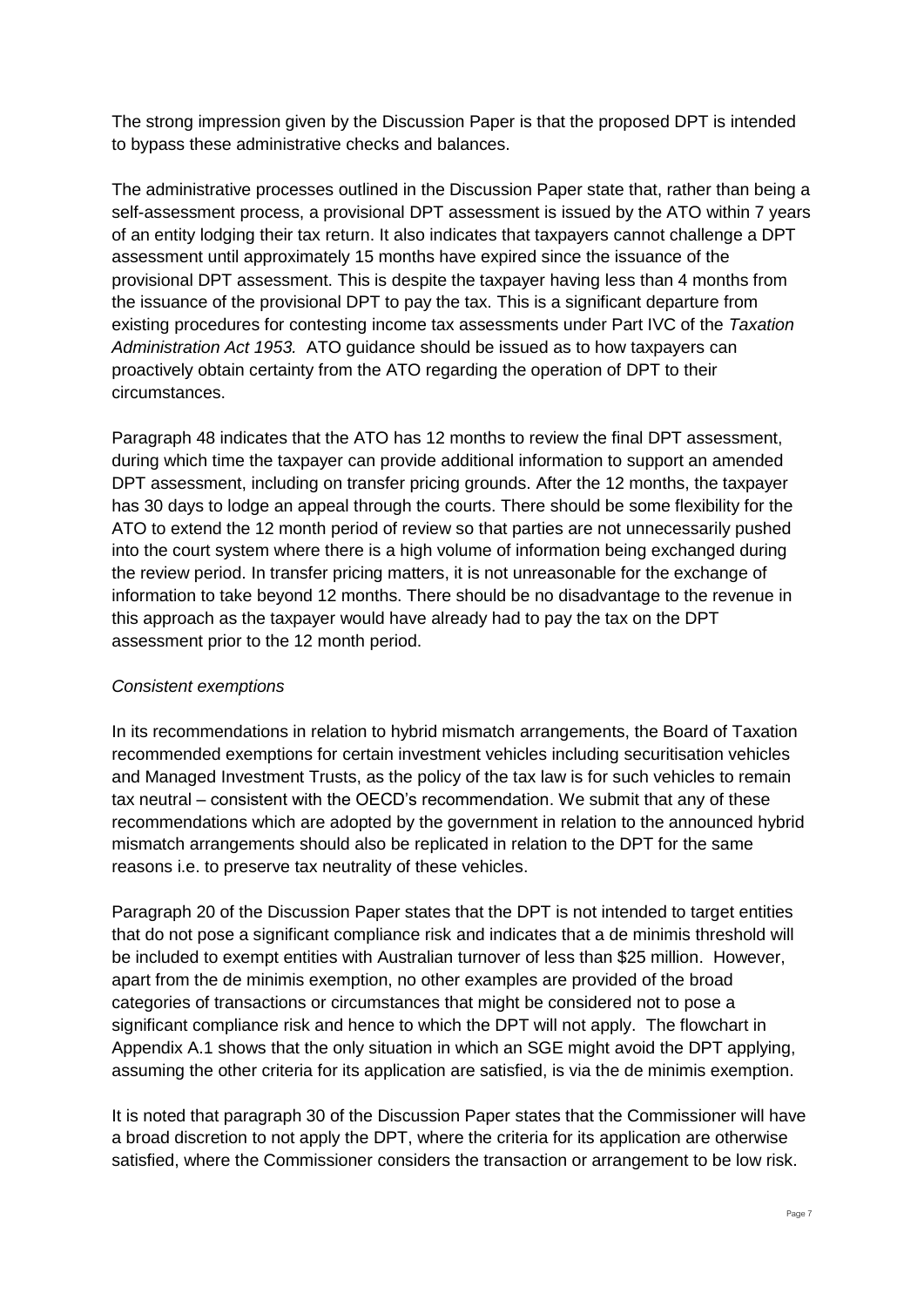The strong impression given by the Discussion Paper is that the proposed DPT is intended to bypass these administrative checks and balances.

The administrative processes outlined in the Discussion Paper state that, rather than being a self-assessment process, a provisional DPT assessment is issued by the ATO within 7 years of an entity lodging their tax return. It also indicates that taxpayers cannot challenge a DPT assessment until approximately 15 months have expired since the issuance of the provisional DPT assessment. This is despite the taxpayer having less than 4 months from the issuance of the provisional DPT to pay the tax. This is a significant departure from existing procedures for contesting income tax assessments under Part IVC of the *Taxation Administration Act 1953.* ATO guidance should be issued as to how taxpayers can proactively obtain certainty from the ATO regarding the operation of DPT to their circumstances.

Paragraph 48 indicates that the ATO has 12 months to review the final DPT assessment, during which time the taxpayer can provide additional information to support an amended DPT assessment, including on transfer pricing grounds. After the 12 months, the taxpayer has 30 days to lodge an appeal through the courts. There should be some flexibility for the ATO to extend the 12 month period of review so that parties are not unnecessarily pushed into the court system where there is a high volume of information being exchanged during the review period. In transfer pricing matters, it is not unreasonable for the exchange of information to take beyond 12 months. There should be no disadvantage to the revenue in this approach as the taxpayer would have already had to pay the tax on the DPT assessment prior to the 12 month period.

*Consistent exemptions*

In its recommendations in relation to hybrid mismatch arrangements, the Board of Taxation recommended exemptions for certain investment vehicles including securitisation vehicles and Managed Investment Trusts, as the policy of the tax law is for such vehicles to remain tax neutral – consistent with the OECD's recommendation. We submit that any of these recommendations which are adopted by the government in relation to the announced hybrid mismatch arrangements should also be replicated in relation to the DPT for the same reasons i.e. to preserve tax neutrality of these vehicles.

Paragraph 20 of the Discussion Paper states that the DPT is not intended to target entities that do not pose a significant compliance risk and indicates that a de minimis threshold will be included to exempt entities with Australian turnover of less than $25 million. However, apart from the de minimis exemption, no other examples are provided of the broad categories of transactions or circumstances that might be considered not to pose a significant compliance risk and hence to which the DPT will not apply. The flowchart in Appendix A.1 shows that the only situation in which an SGE might avoid the DPT applying, assuming the other criteria for its application are satisfied, is via the de minimis exemption.

It is noted that paragraph 30 of the Discussion Paper states that the Commissioner will have a broad discretion to not apply the DPT, where the criteria for its application are otherwise satisfied, where the Commissioner considers the transaction or arrangement to be low risk.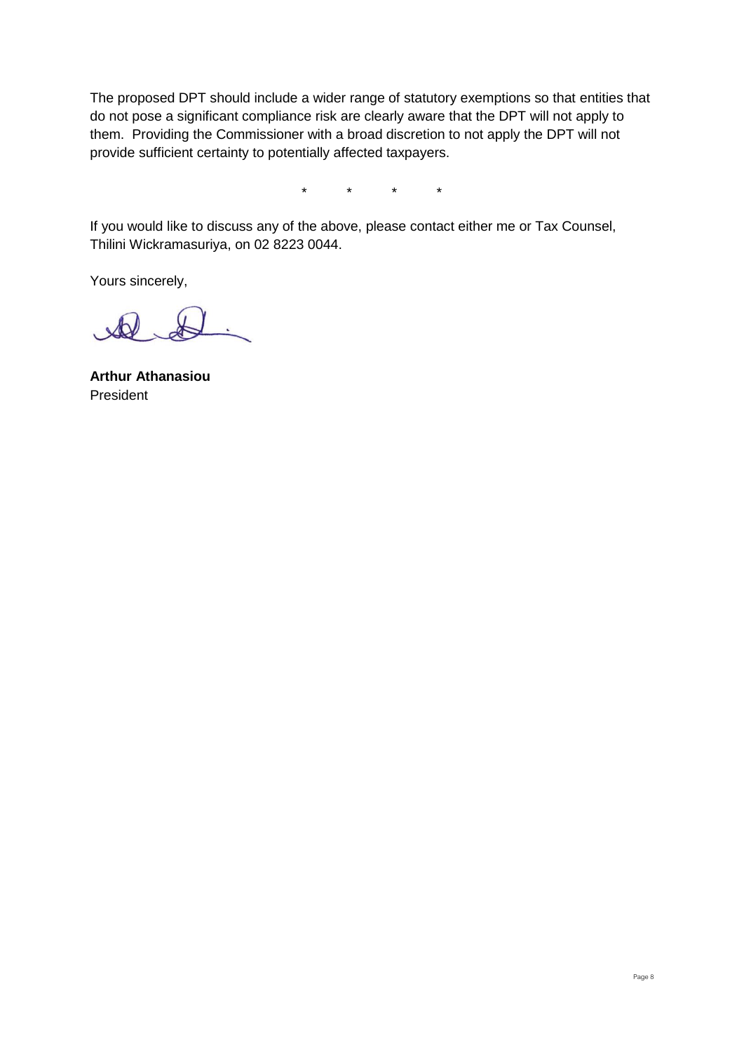The proposed DPT should include a wider range of statutory exemptions so that entities that do not pose a significant compliance risk are clearly aware that the DPT will not apply to them. Providing the Commissioner with a broad discretion to not apply the DPT will not provide sufficient certainty to potentially affected taxpayers.

\* \* \* \*

If you would like to discuss any of the above, please contact either me or Tax Counsel, Thilini Wickramasuriya, on 02 8223 0044.

Yours sincerely,

**Arthur Athanasiou**
President